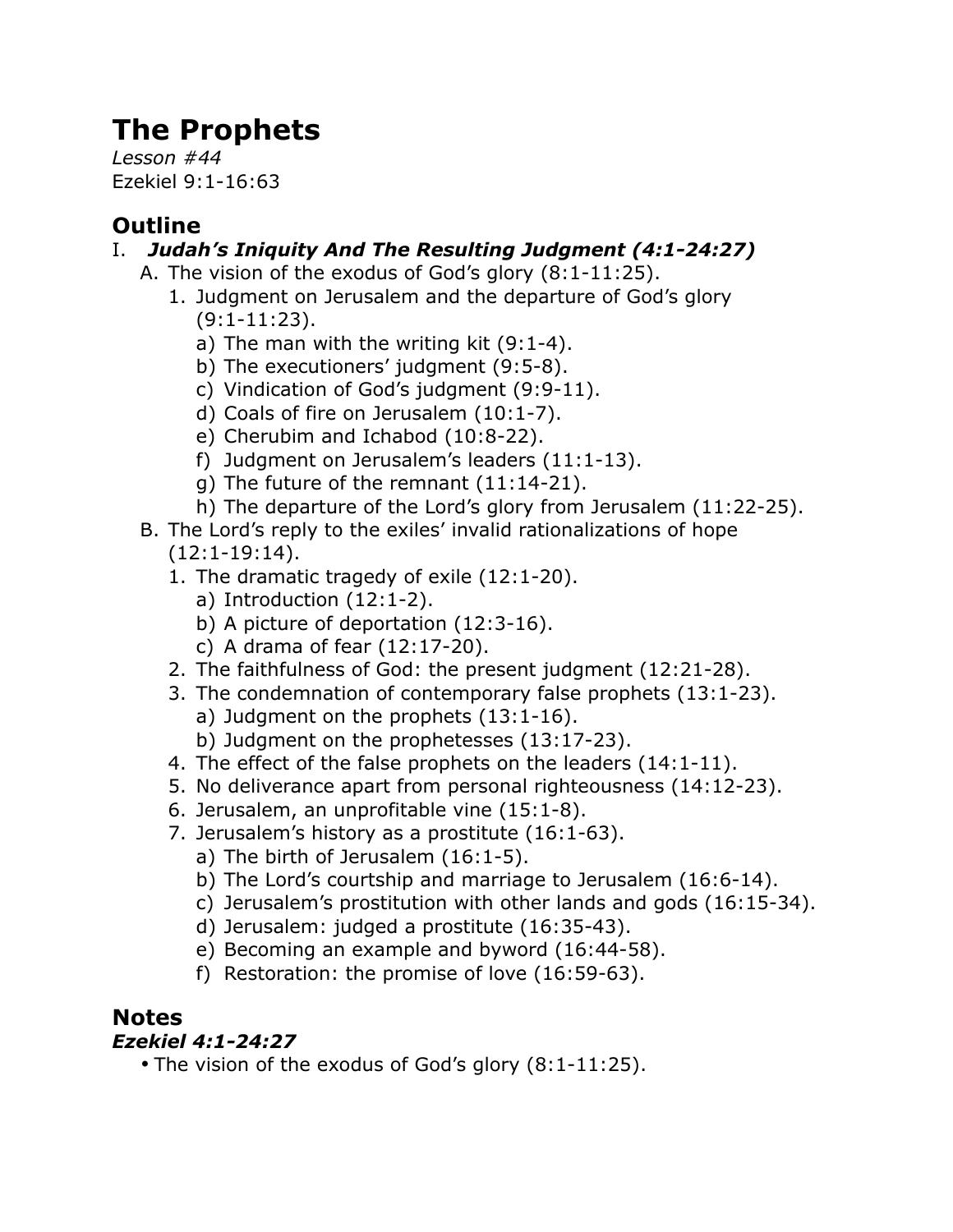# The Prophets

*Lesson #44*
Ezekiel 9:1-16:63

## Outline

I. ***Judah's Iniquity And The Resulting Judgment (4:1-24:27)***
   A. The vision of the exodus of God's glory (8:1-11:25).
      1. Judgment on Jerusalem and the departure of God's glory (9:1-11:23).
         a) The man with the writing kit (9:1-4).
         b) The executioners' judgment (9:5-8).
         c) Vindication of God's judgment (9:9-11).
         d) Coals of fire on Jerusalem (10:1-7).
         e) Cherubim and Ichabod (10:8-22).
         f) Judgment on Jerusalem's leaders (11:1-13).
         g) The future of the remnant (11:14-21).
         h) The departure of the Lord's glory from Jerusalem (11:22-25).
   B. The Lord's reply to the exiles' invalid rationalizations of hope (12:1-19:14).
      1. The dramatic tragedy of exile (12:1-20).
         a) Introduction (12:1-2).
         b) A picture of deportation (12:3-16).
         c) A drama of fear (12:17-20).
      2. The faithfulness of God: the present judgment (12:21-28).
      3. The condemnation of contemporary false prophets (13:1-23).
         a) Judgment on the prophets (13:1-16).
         b) Judgment on the prophetesses (13:17-23).
      4. The effect of the false prophets on the leaders (14:1-11).
      5. No deliverance apart from personal righteousness (14:12-23).
      6. Jerusalem, an unprofitable vine (15:1-8).
      7. Jerusalem's history as a prostitute (16:1-63).
         a) The birth of Jerusalem (16:1-5).
         b) The Lord's courtship and marriage to Jerusalem (16:6-14).
         c) Jerusalem's prostitution with other lands and gods (16:15-34).
         d) Jerusalem: judged a prostitute (16:35-43).
         e) Becoming an example and byword (16:44-58).
         f) Restoration: the promise of love (16:59-63).

## Notes

### *Ezekiel 4:1-24:27*

- The vision of the exodus of God's glory (8:1-11:25).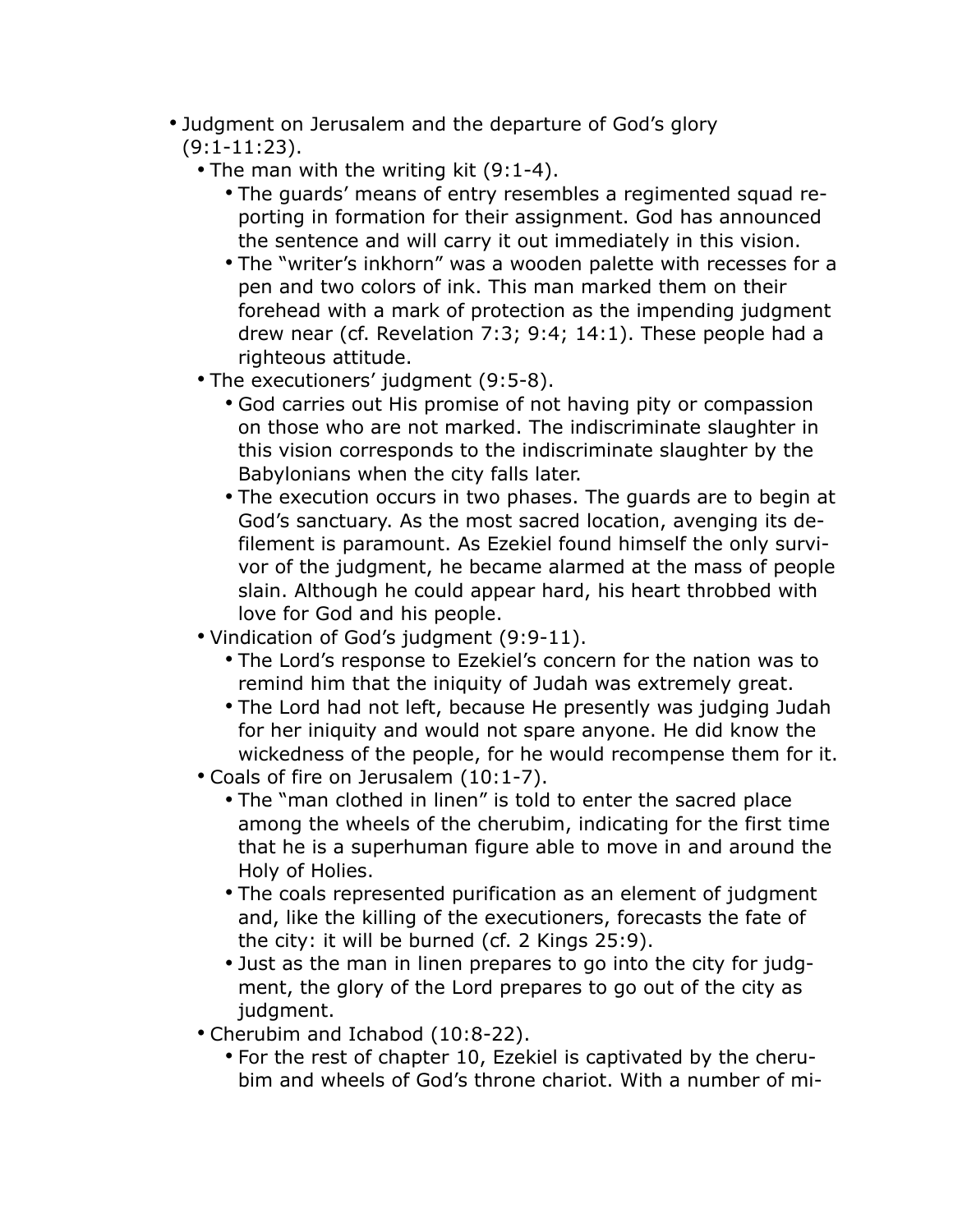- Judgment on Jerusalem and the departure of God's glory (9:1-11:23).
  - The man with the writing kit (9:1-4).
    - The guards' means of entry resembles a regimented squad reporting in formation for their assignment. God has announced the sentence and will carry it out immediately in this vision.
    - The "writer's inkhorn" was a wooden palette with recesses for a pen and two colors of ink. This man marked them on their forehead with a mark of protection as the impending judgment drew near (cf. Revelation 7:3; 9:4; 14:1). These people had a righteous attitude.
  - The executioners' judgment (9:5-8).
    - God carries out His promise of not having pity or compassion on those who are not marked. The indiscriminate slaughter in this vision corresponds to the indiscriminate slaughter by the Babylonians when the city falls later.
    - The execution occurs in two phases. The guards are to begin at God's sanctuary. As the most sacred location, avenging its defilement is paramount. As Ezekiel found himself the only survivor of the judgment, he became alarmed at the mass of people slain. Although he could appear hard, his heart throbbed with love for God and his people.
  - Vindication of God's judgment (9:9-11).
    - The Lord's response to Ezekiel's concern for the nation was to remind him that the iniquity of Judah was extremely great.
    - The Lord had not left, because He presently was judging Judah for her iniquity and would not spare anyone. He did know the wickedness of the people, for he would recompense them for it.
  - Coals of fire on Jerusalem (10:1-7).
    - The "man clothed in linen" is told to enter the sacred place among the wheels of the cherubim, indicating for the first time that he is a superhuman figure able to move in and around the Holy of Holies.
    - The coals represented purification as an element of judgment and, like the killing of the executioners, forecasts the fate of the city: it will be burned (cf. 2 Kings 25:9).
    - Just as the man in linen prepares to go into the city for judgment, the glory of the Lord prepares to go out of the city as judgment.
  - Cherubim and Ichabod (10:8-22).
    - For the rest of chapter 10, Ezekiel is captivated by the cherubim and wheels of God's throne chariot. With a number of mi-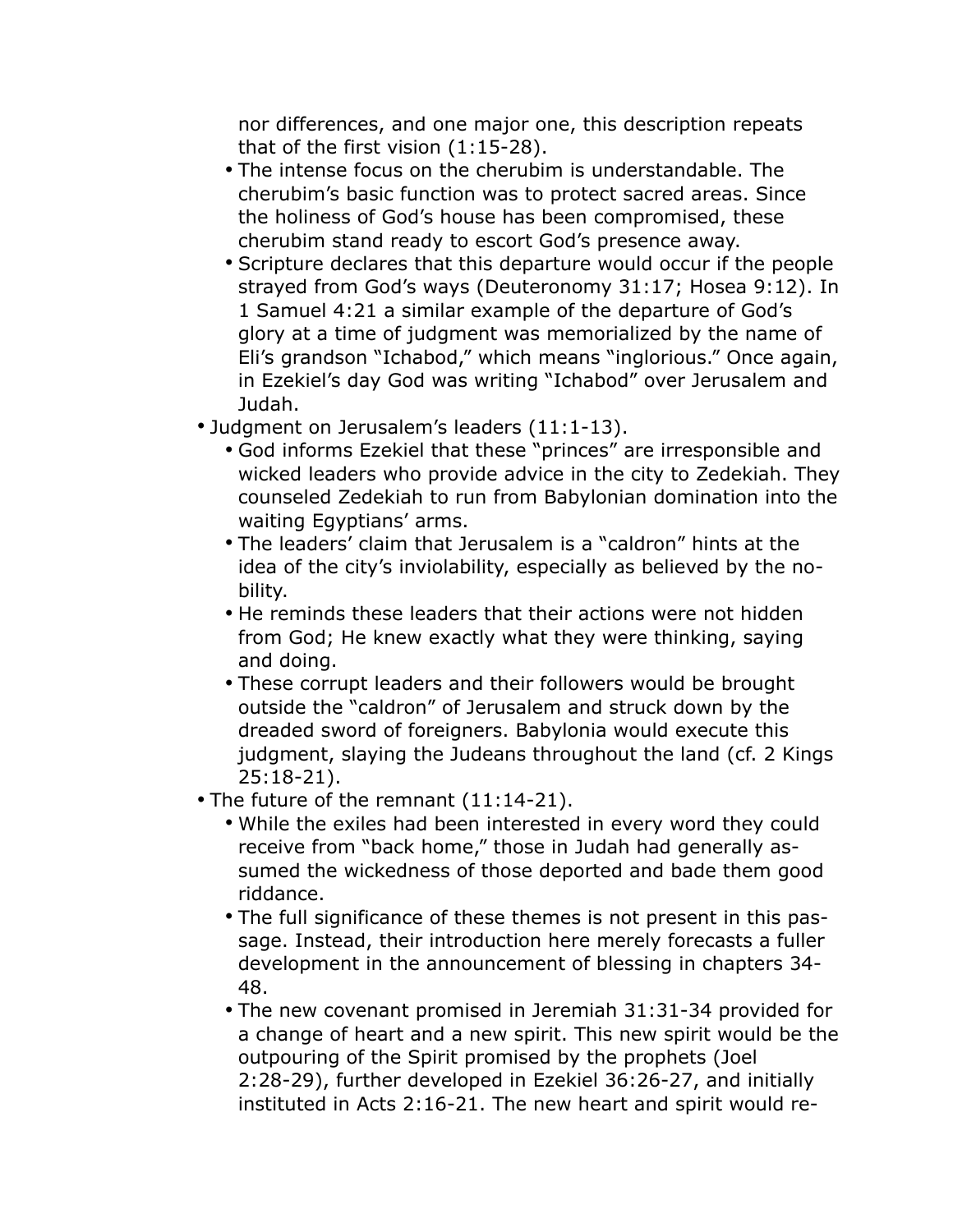nor differences, and one major one, this description repeats that of the first vision (1:15-28).

- The intense focus on the cherubim is understandable. The cherubim's basic function was to protect sacred areas. Since the holiness of God's house has been compromised, these cherubim stand ready to escort God's presence away.
- Scripture declares that this departure would occur if the people strayed from God's ways (Deuteronomy 31:17; Hosea 9:12). In 1 Samuel 4:21 a similar example of the departure of God's glory at a time of judgment was memorialized by the name of Eli's grandson "Ichabod," which means "inglorious." Once again, in Ezekiel's day God was writing "Ichabod" over Jerusalem and Judah.

- Judgment on Jerusalem's leaders (11:1-13).
  - God informs Ezekiel that these "princes" are irresponsible and wicked leaders who provide advice in the city to Zedekiah. They counseled Zedekiah to run from Babylonian domination into the waiting Egyptians' arms.
  - The leaders' claim that Jerusalem is a "caldron" hints at the idea of the city's inviolability, especially as believed by the nobility.
  - He reminds these leaders that their actions were not hidden from God; He knew exactly what they were thinking, saying and doing.
  - These corrupt leaders and their followers would be brought outside the "caldron" of Jerusalem and struck down by the dreaded sword of foreigners. Babylonia would execute this judgment, slaying the Judeans throughout the land (cf. 2 Kings 25:18-21).
- The future of the remnant (11:14-21).
  - While the exiles had been interested in every word they could receive from "back home," those in Judah had generally assumed the wickedness of those deported and bade them good riddance.
  - The full significance of these themes is not present in this passage. Instead, their introduction here merely forecasts a fuller development in the announcement of blessing in chapters 34-48.
  - The new covenant promised in Jeremiah 31:31-34 provided for a change of heart and a new spirit. This new spirit would be the outpouring of the Spirit promised by the prophets (Joel 2:28-29), further developed in Ezekiel 36:26-27, and initially instituted in Acts 2:16-21. The new heart and spirit would re-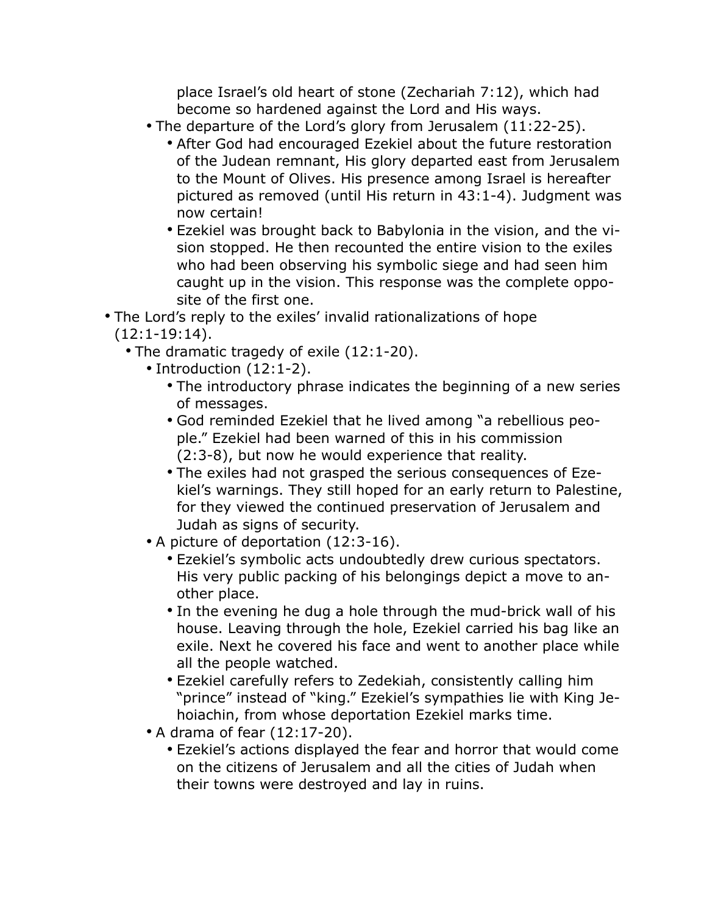- place Israel's old heart of stone (Zechariah 7:12), which had become so hardened against the Lord and His ways.
    - The departure of the Lord's glory from Jerusalem (11:22-25).
      - After God had encouraged Ezekiel about the future restoration of the Judean remnant, His glory departed east from Jerusalem to the Mount of Olives. His presence among Israel is hereafter pictured as removed (until His return in 43:1-4). Judgment was now certain!
      - Ezekiel was brought back to Babylonia in the vision, and the vision stopped. He then recounted the entire vision to the exiles who had been observing his symbolic siege and had seen him caught up in the vision. This response was the complete opposite of the first one.
- The Lord's reply to the exiles' invalid rationalizations of hope (12:1-19:14).
  - The dramatic tragedy of exile (12:1-20).
    - Introduction (12:1-2).
      - The introductory phrase indicates the beginning of a new series of messages.
      - God reminded Ezekiel that he lived among "a rebellious people." Ezekiel had been warned of this in his commission (2:3-8), but now he would experience that reality.
      - The exiles had not grasped the serious consequences of Ezekiel's warnings. They still hoped for an early return to Palestine, for they viewed the continued preservation of Jerusalem and Judah as signs of security.
    - A picture of deportation (12:3-16).
      - Ezekiel's symbolic acts undoubtedly drew curious spectators. His very public packing of his belongings depict a move to another place.
      - In the evening he dug a hole through the mud-brick wall of his house. Leaving through the hole, Ezekiel carried his bag like an exile. Next he covered his face and went to another place while all the people watched.
      - Ezekiel carefully refers to Zedekiah, consistently calling him "prince" instead of "king." Ezekiel's sympathies lie with King Jehoiachin, from whose deportation Ezekiel marks time.
    - A drama of fear (12:17-20).
      - Ezekiel's actions displayed the fear and horror that would come on the citizens of Jerusalem and all the cities of Judah when their towns were destroyed and lay in ruins.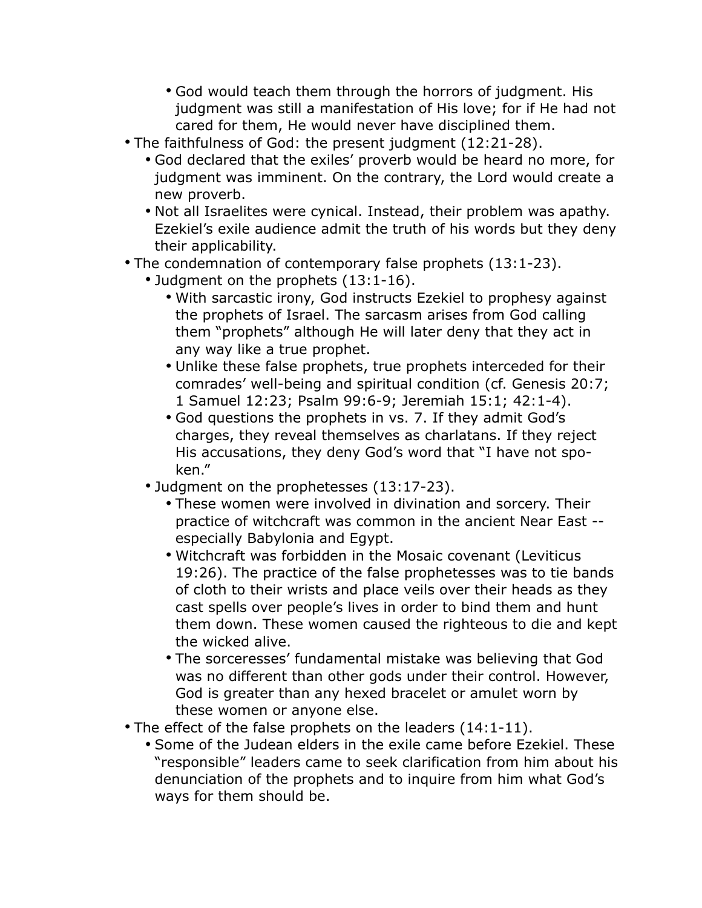- God would teach them through the horrors of judgment. His judgment was still a manifestation of His love; for if He had not cared for them, He would never have disciplined them.
- The faithfulness of God: the present judgment (12:21-28).
    - God declared that the exiles' proverb would be heard no more, for judgment was imminent. On the contrary, the Lord would create a new proverb.
    - Not all Israelites were cynical. Instead, their problem was apathy. Ezekiel's exile audience admit the truth of his words but they deny their applicability.
- The condemnation of contemporary false prophets (13:1-23).
    - Judgment on the prophets (13:1-16).
        - With sarcastic irony, God instructs Ezekiel to prophesy against the prophets of Israel. The sarcasm arises from God calling them "prophets" although He will later deny that they act in any way like a true prophet.
        - Unlike these false prophets, true prophets interceded for their comrades' well-being and spiritual condition (cf. Genesis 20:7; 1 Samuel 12:23; Psalm 99:6-9; Jeremiah 15:1; 42:1-4).
        - God questions the prophets in vs. 7. If they admit God's charges, they reveal themselves as charlatans. If they reject His accusations, they deny God's word that "I have not spoken."
    - Judgment on the prophetesses (13:17-23).
        - These women were involved in divination and sorcery. Their practice of witchcraft was common in the ancient Near East -- especially Babylonia and Egypt.
        - Witchcraft was forbidden in the Mosaic covenant (Leviticus 19:26). The practice of the false prophetesses was to tie bands of cloth to their wrists and place veils over their heads as they cast spells over people's lives in order to bind them and hunt them down. These women caused the righteous to die and kept the wicked alive.
        - The sorceresses' fundamental mistake was believing that God was no different than other gods under their control. However, God is greater than any hexed bracelet or amulet worn by these women or anyone else.
- The effect of the false prophets on the leaders (14:1-11).
    - Some of the Judean elders in the exile came before Ezekiel. These "responsible" leaders came to seek clarification from him about his denunciation of the prophets and to inquire from him what God's ways for them should be.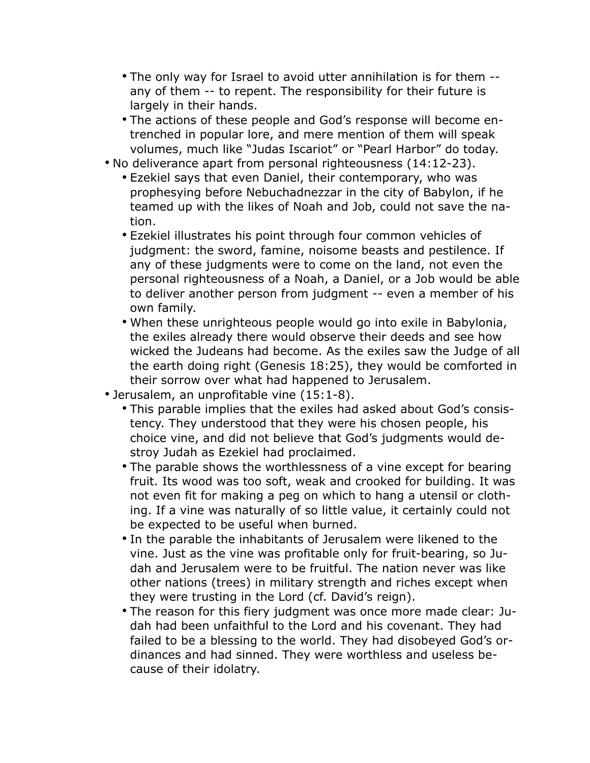- The only way for Israel to avoid utter annihilation is for them -- any of them -- to repent. The responsibility for their future is largely in their hands.
    - The actions of these people and God's response will become entrenched in popular lore, and mere mention of them will speak volumes, much like "Judas Iscariot" or "Pearl Harbor" do today.
- No deliverance apart from personal righteousness (14:12-23).
    - Ezekiel says that even Daniel, their contemporary, who was prophesying before Nebuchadnezzar in the city of Babylon, if he teamed up with the likes of Noah and Job, could not save the nation.
    - Ezekiel illustrates his point through four common vehicles of judgment: the sword, famine, noisome beasts and pestilence. If any of these judgments were to come on the land, not even the personal righteousness of a Noah, a Daniel, or a Job would be able to deliver another person from judgment -- even a member of his own family.
    - When these unrighteous people would go into exile in Babylonia, the exiles already there would observe their deeds and see how wicked the Judeans had become. As the exiles saw the Judge of all the earth doing right (Genesis 18:25), they would be comforted in their sorrow over what had happened to Jerusalem.
- Jerusalem, an unprofitable vine (15:1-8).
    - This parable implies that the exiles had asked about God's consistency. They understood that they were his chosen people, his choice vine, and did not believe that God's judgments would destroy Judah as Ezekiel had proclaimed.
    - The parable shows the worthlessness of a vine except for bearing fruit. Its wood was too soft, weak and crooked for building. It was not even fit for making a peg on which to hang a utensil or clothing. If a vine was naturally of so little value, it certainly could not be expected to be useful when burned.
    - In the parable the inhabitants of Jerusalem were likened to the vine. Just as the vine was profitable only for fruit-bearing, so Judah and Jerusalem were to be fruitful. The nation never was like other nations (trees) in military strength and riches except when they were trusting in the Lord (cf. David's reign).
    - The reason for this fiery judgment was once more made clear: Judah had been unfaithful to the Lord and his covenant. They had failed to be a blessing to the world. They had disobeyed God's ordinances and had sinned. They were worthless and useless because of their idolatry.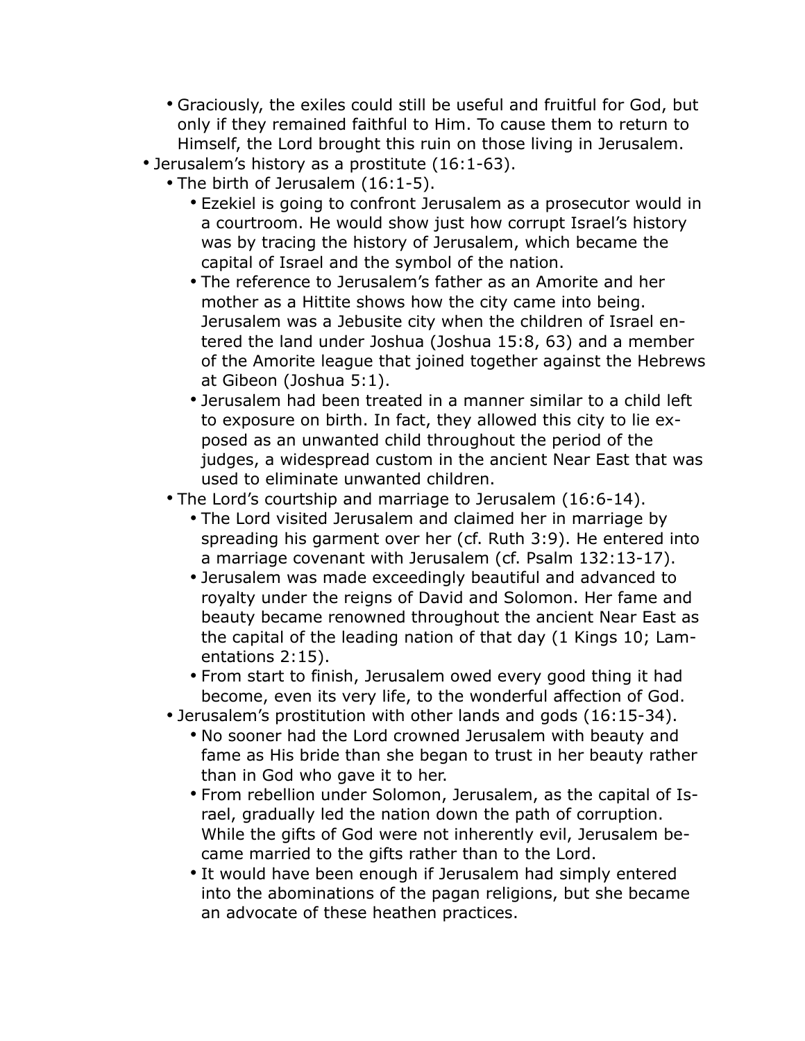- Graciously, the exiles could still be useful and fruitful for God, but only if they remained faithful to Him. To cause them to return to Himself, the Lord brought this ruin on those living in Jerusalem.
- Jerusalem's history as a prostitute (16:1-63).
  - The birth of Jerusalem (16:1-5).
    - Ezekiel is going to confront Jerusalem as a prosecutor would in a courtroom. He would show just how corrupt Israel's history was by tracing the history of Jerusalem, which became the capital of Israel and the symbol of the nation.
    - The reference to Jerusalem's father as an Amorite and her mother as a Hittite shows how the city came into being. Jerusalem was a Jebusite city when the children of Israel entered the land under Joshua (Joshua 15:8, 63) and a member of the Amorite league that joined together against the Hebrews at Gibeon (Joshua 5:1).
    - Jerusalem had been treated in a manner similar to a child left to exposure on birth. In fact, they allowed this city to lie exposed as an unwanted child throughout the period of the judges, a widespread custom in the ancient Near East that was used to eliminate unwanted children.
  - The Lord's courtship and marriage to Jerusalem (16:6-14).
    - The Lord visited Jerusalem and claimed her in marriage by spreading his garment over her (cf. Ruth 3:9). He entered into a marriage covenant with Jerusalem (cf. Psalm 132:13-17).
    - Jerusalem was made exceedingly beautiful and advanced to royalty under the reigns of David and Solomon. Her fame and beauty became renowned throughout the ancient Near East as the capital of the leading nation of that day (1 Kings 10; Lamentations 2:15).
    - From start to finish, Jerusalem owed every good thing it had become, even its very life, to the wonderful affection of God.
  - Jerusalem's prostitution with other lands and gods (16:15-34).
    - No sooner had the Lord crowned Jerusalem with beauty and fame as His bride than she began to trust in her beauty rather than in God who gave it to her.
    - From rebellion under Solomon, Jerusalem, as the capital of Israel, gradually led the nation down the path of corruption. While the gifts of God were not inherently evil, Jerusalem became married to the gifts rather than to the Lord.
    - It would have been enough if Jerusalem had simply entered into the abominations of the pagan religions, but she became an advocate of these heathen practices.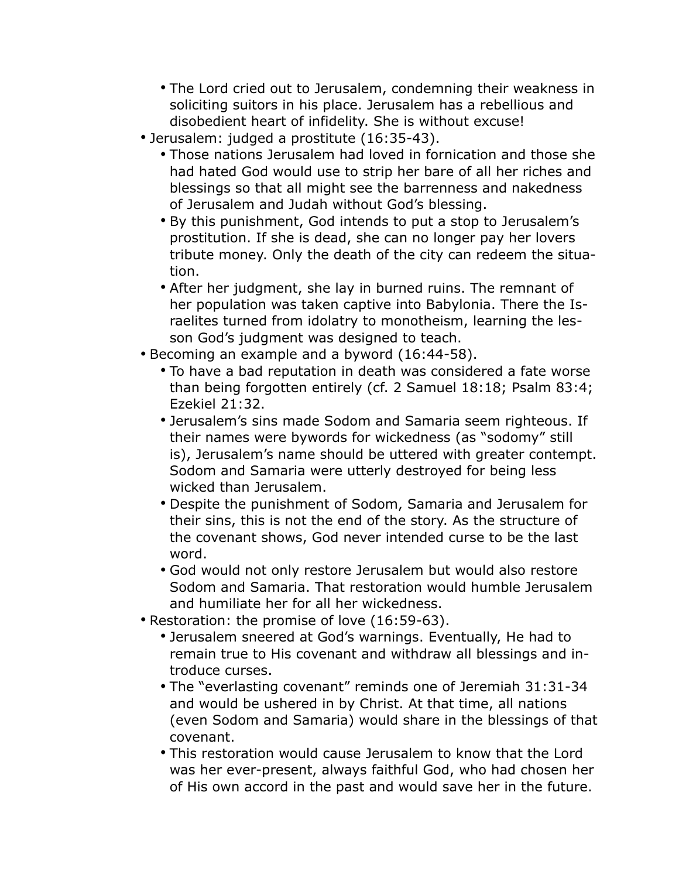- The Lord cried out to Jerusalem, condemning their weakness in soliciting suitors in his place. Jerusalem has a rebellious and disobedient heart of infidelity. She is without excuse!
- Jerusalem: judged a prostitute (16:35-43).
  - Those nations Jerusalem had loved in fornication and those she had hated God would use to strip her bare of all her riches and blessings so that all might see the barrenness and nakedness of Jerusalem and Judah without God's blessing.
  - By this punishment, God intends to put a stop to Jerusalem's prostitution. If she is dead, she can no longer pay her lovers tribute money. Only the death of the city can redeem the situation.
  - After her judgment, she lay in burned ruins. The remnant of her population was taken captive into Babylonia. There the Israelites turned from idolatry to monotheism, learning the lesson God's judgment was designed to teach.
- Becoming an example and a byword (16:44-58).
  - To have a bad reputation in death was considered a fate worse than being forgotten entirely (cf. 2 Samuel 18:18; Psalm 83:4; Ezekiel 21:32.
  - Jerusalem's sins made Sodom and Samaria seem righteous. If their names were bywords for wickedness (as "sodomy" still is), Jerusalem's name should be uttered with greater contempt. Sodom and Samaria were utterly destroyed for being less wicked than Jerusalem.
  - Despite the punishment of Sodom, Samaria and Jerusalem for their sins, this is not the end of the story. As the structure of the covenant shows, God never intended curse to be the last word.
  - God would not only restore Jerusalem but would also restore Sodom and Samaria. That restoration would humble Jerusalem and humiliate her for all her wickedness.
- Restoration: the promise of love (16:59-63).
  - Jerusalem sneered at God's warnings. Eventually, He had to remain true to His covenant and withdraw all blessings and introduce curses.
  - The "everlasting covenant" reminds one of Jeremiah 31:31-34 and would be ushered in by Christ. At that time, all nations (even Sodom and Samaria) would share in the blessings of that covenant.
  - This restoration would cause Jerusalem to know that the Lord was her ever-present, always faithful God, who had chosen her of His own accord in the past and would save her in the future.